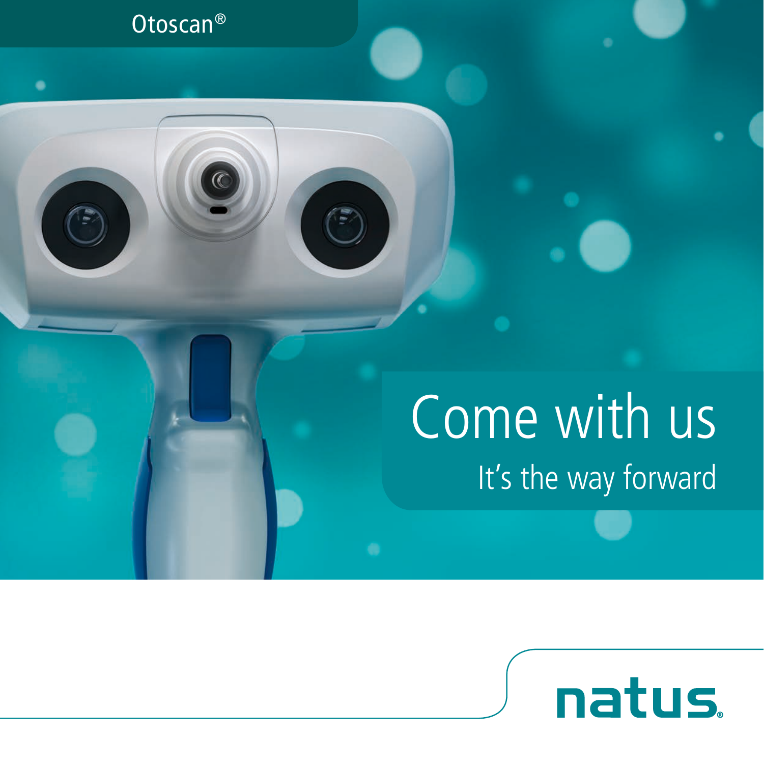Otoscan®

# Come with us

## It's the way forward

natus®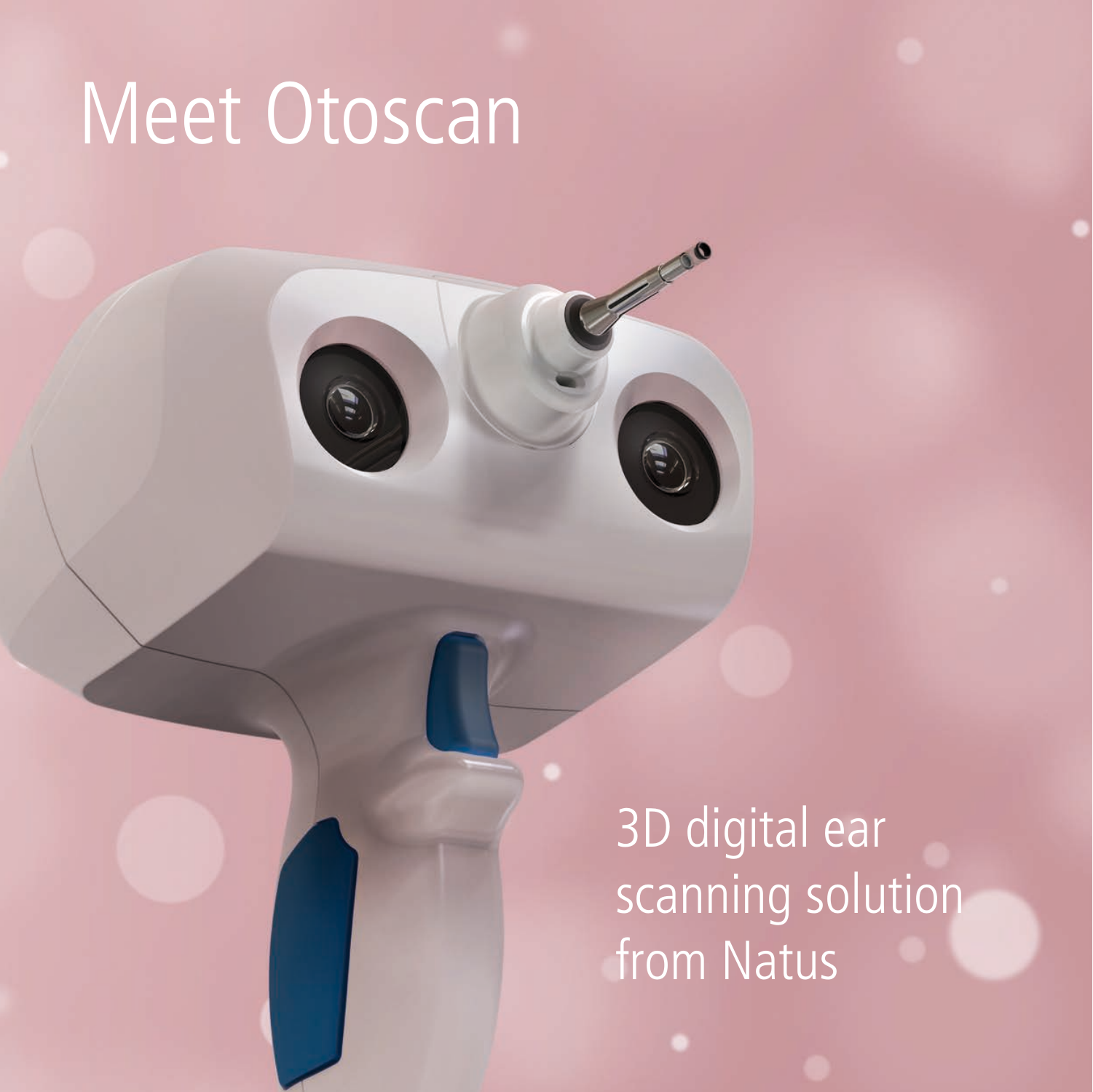# Meet Otoscan

3D digital ear scanning solution from Natus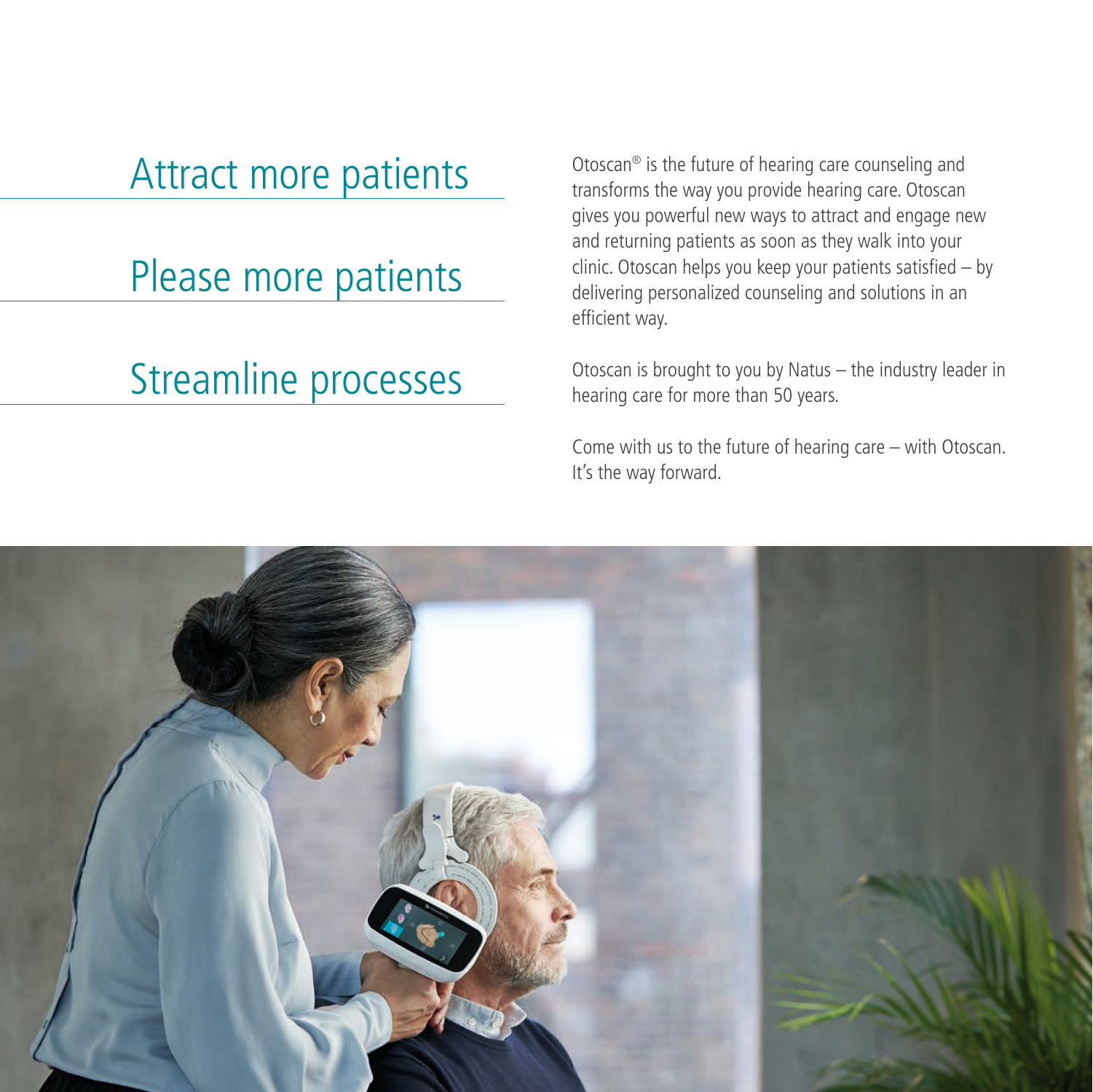## Attract more patients

## Please more patients

## Streamline processes

Otoscan® is the future of hearing care counseling and transforms the way you provide hearing care. Otoscan gives you powerful new ways to attract and engage new and returning patients as soon as they walk into your clinic. Otoscan helps you keep your patients satisfied – by delivering personalized counseling and solutions in an efficient way.

Otoscan is brought to you by Natus – the industry leader in hearing care for more than 50 years.

Come with us to the future of hearing care – with Otoscan. It's the way forward.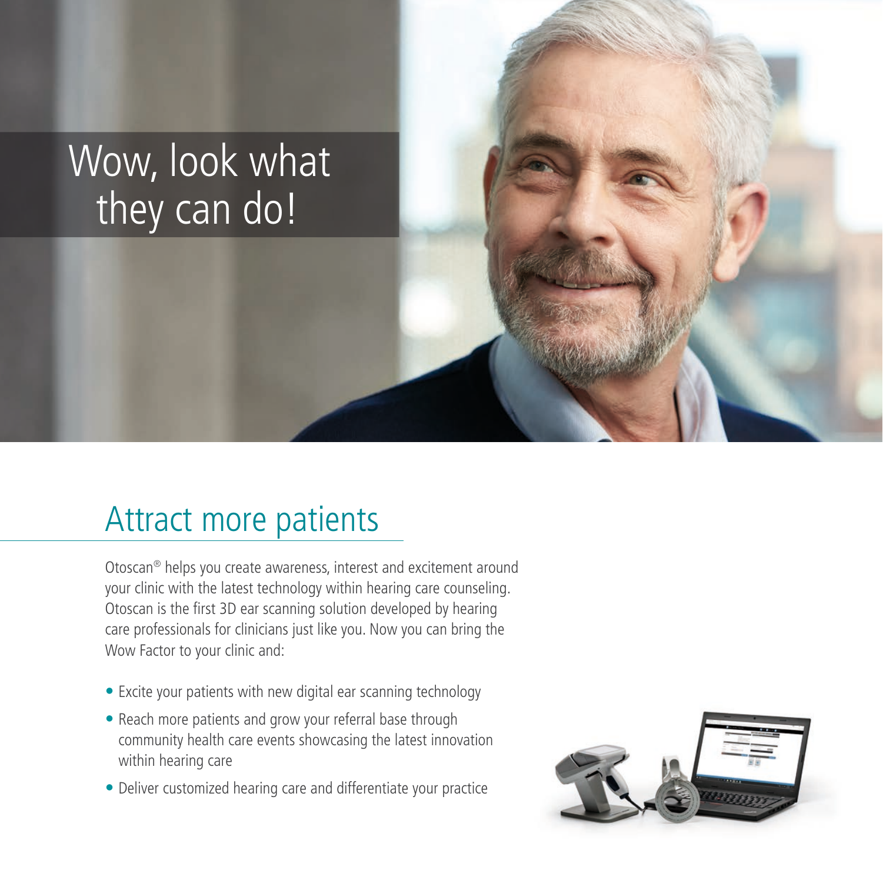# Wow, look what they can do!

## Attract more patients

Otoscan® helps you create awareness, interest and excitement around your clinic with the latest technology within hearing care counseling. Otoscan is the first 3D ear scanning solution developed by hearing care professionals for clinicians just like you. Now you can bring the Wow Factor to your clinic and:

- Excite your patients with new digital ear scanning technology
- Reach more patients and grow your referral base through community health care events showcasing the latest innovation within hearing care
- Deliver customized hearing care and differentiate your practice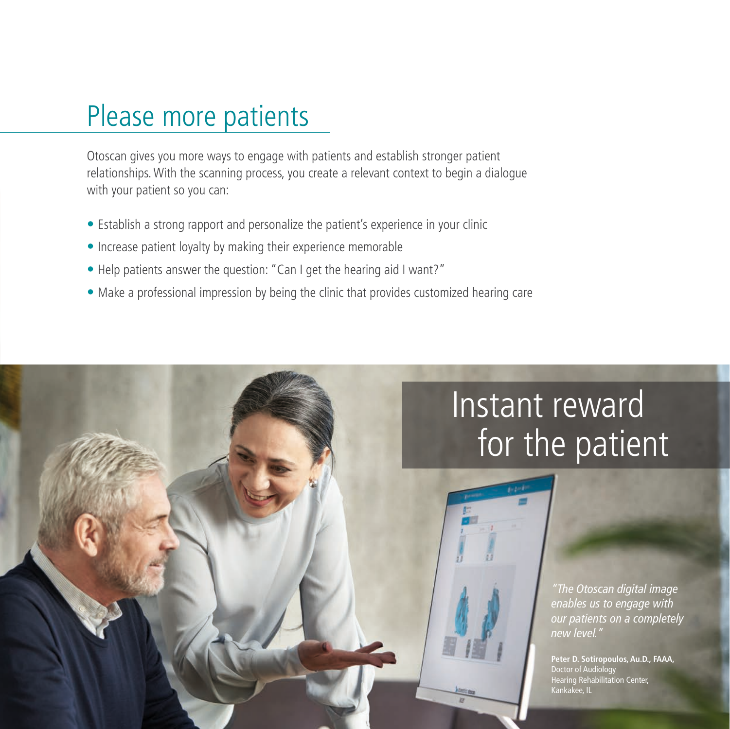## Please more patients

Otoscan gives you more ways to engage with patients and establish stronger patient relationships. With the scanning process, you create a relevant context to begin a dialogue with your patient so you can:

- Establish a strong rapport and personalize the patient's experience in your clinic
- Increase patient loyalty by making their experience memorable
- Help patients answer the question: "Can I get the hearing aid I want?"
- Make a professional impression by being the clinic that provides customized hearing care

## Instant reward for the patient

*"The Otoscan digital image enables us to engage with our patients on a completely new level."*

**Peter D. Sotiropoulos, Au.D., FAAA,**
Doctor of Audiology
Hearing Rehabilitation Center,
Kankakee, IL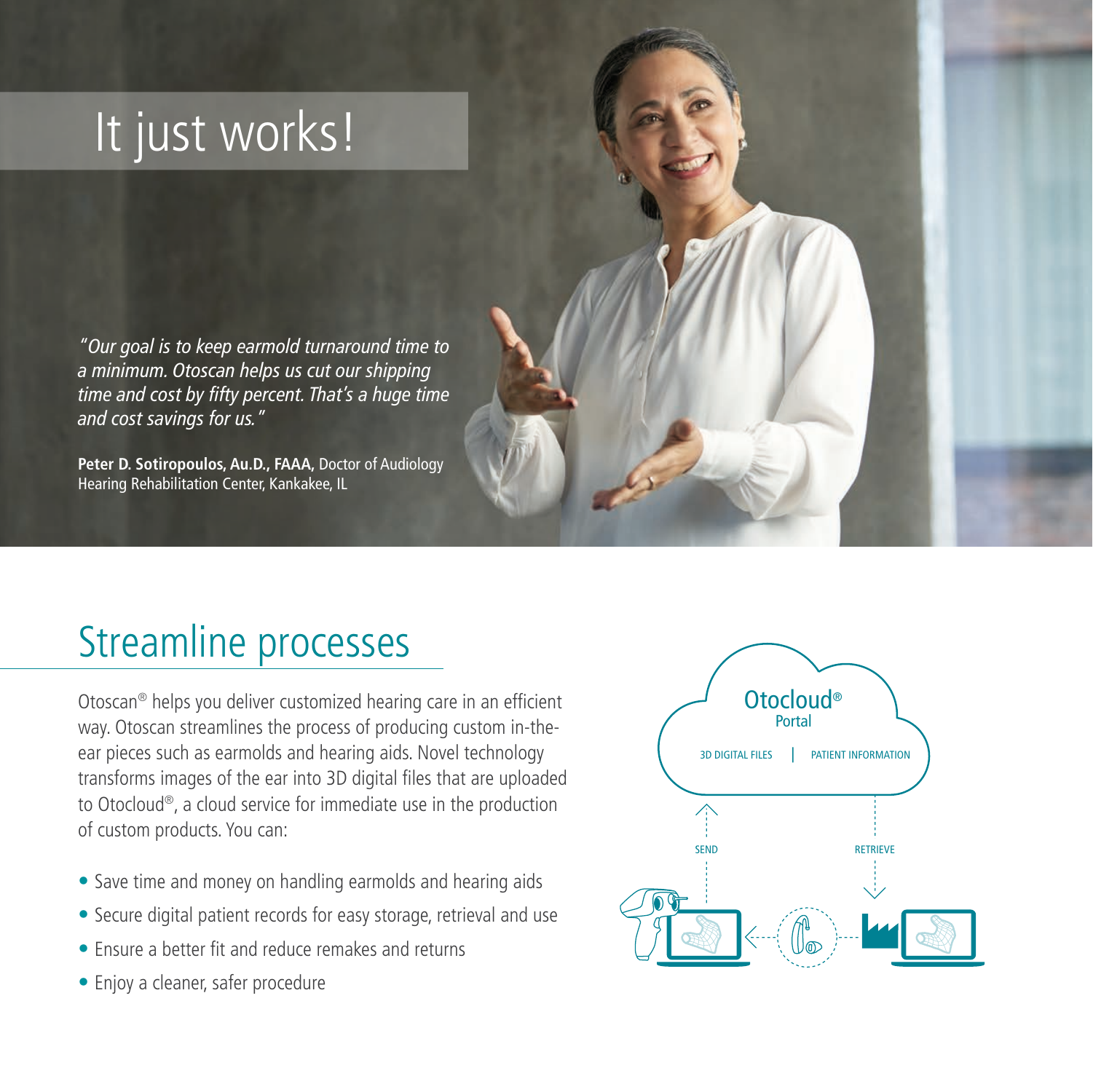# It just works!

*"Our goal is to keep earmold turnaround time to a minimum. Otoscan helps us cut our shipping time and cost by fifty percent. That's a huge time and cost savings for us."*

**Peter D. Sotiropoulos, Au.D., FAAA,** Doctor of Audiology
Hearing Rehabilitation Center, Kankakee, IL

## Streamline processes

Otoscan® helps you deliver customized hearing care in an efficient way. Otoscan streamlines the process of producing custom in-the-ear pieces such as earmolds and hearing aids. Novel technology transforms images of the ear into 3D digital files that are uploaded to Otocloud®, a cloud service for immediate use in the production of custom products. You can:

- Save time and money on handling earmolds and hearing aids
- Secure digital patient records for easy storage, retrieval and use
- Ensure a better fit and reduce remakes and returns
- Enjoy a cleaner, safer procedure

Otocloud® Portal

3D DIGITAL FILES | PATIENT INFORMATION

SEND

RETRIEVE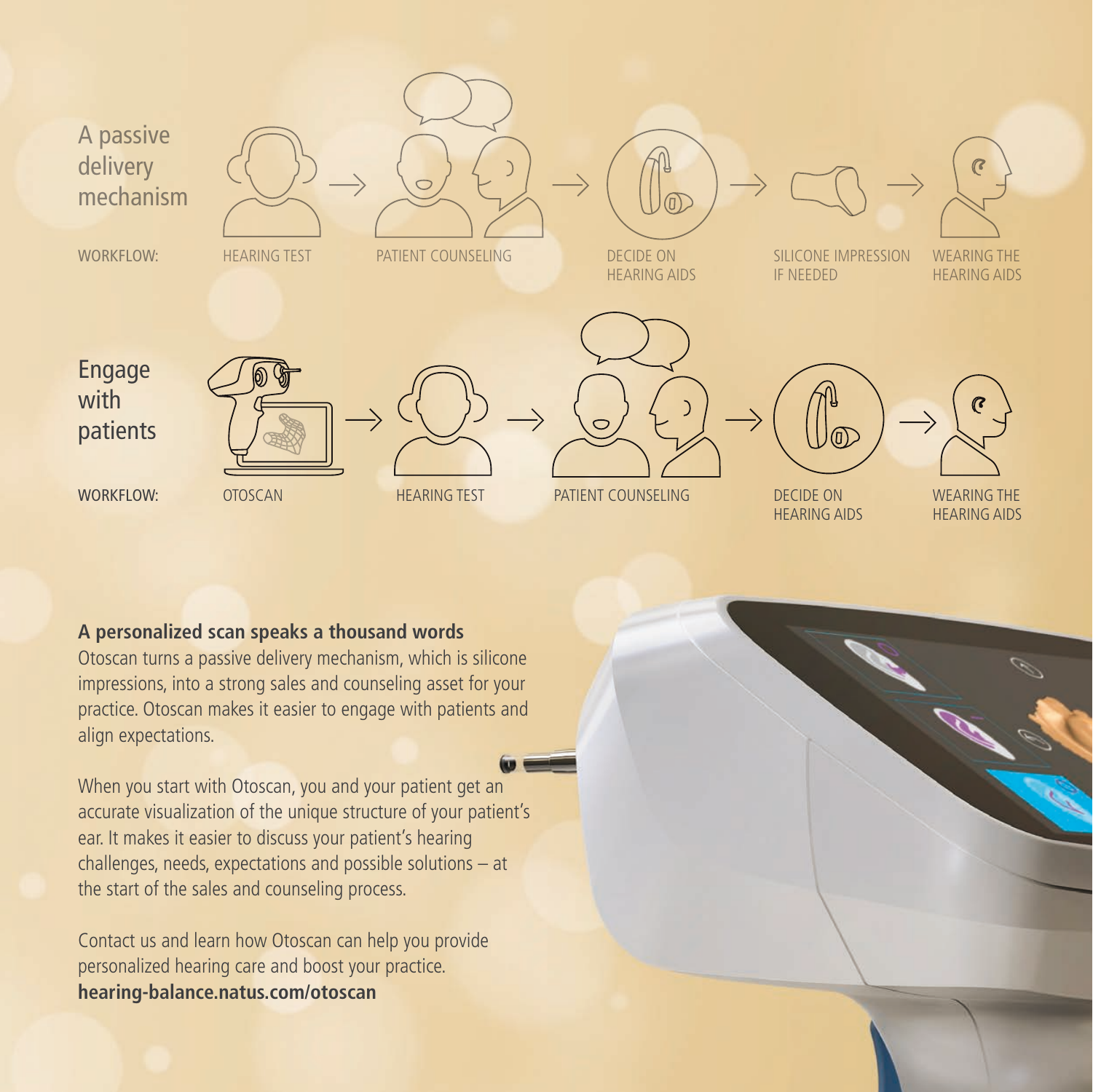## A passive delivery mechanism

WORKFLOW: HEARING TEST → PATIENT COUNSELING → DECIDE ON HEARING AIDS → SILICONE IMPRESSION IF NEEDED → WEARING THE HEARING AIDS

## Engage with patients

WORKFLOW: OTOSCAN → HEARING TEST → PATIENT COUNSELING → DECIDE ON HEARING AIDS → WEARING THE HEARING AIDS

**A personalized scan speaks a thousand words**

Otoscan turns a passive delivery mechanism, which is silicone impressions, into a strong sales and counseling asset for your practice. Otoscan makes it easier to engage with patients and align expectations.

When you start with Otoscan, you and your patient get an accurate visualization of the unique structure of your patient's ear. It makes it easier to discuss your patient's hearing challenges, needs, expectations and possible solutions – at the start of the sales and counseling process.

Contact us and learn how Otoscan can help you provide personalized hearing care and boost your practice.
**hearing-balance.natus.com/otoscan**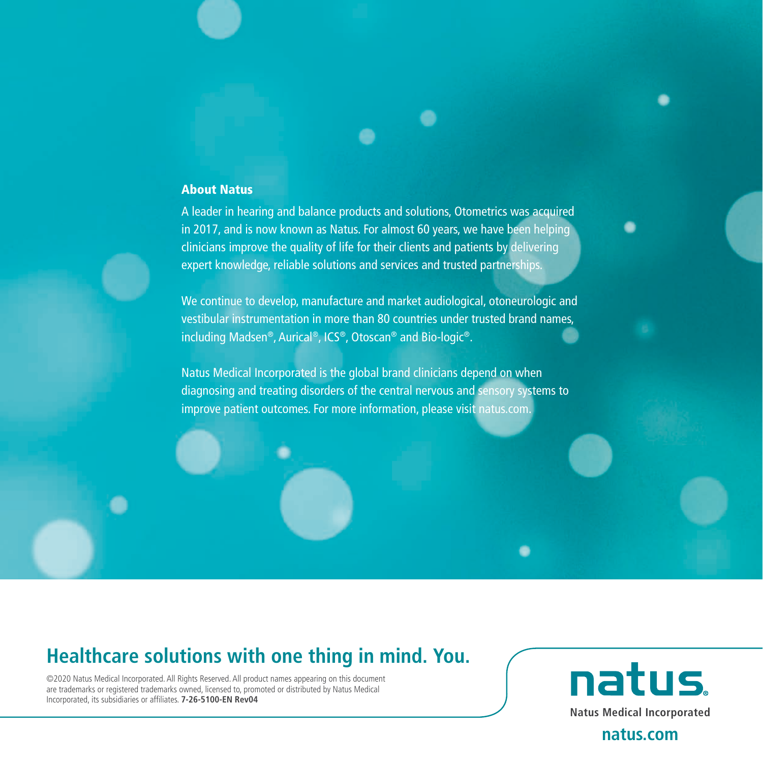## About Natus

A leader in hearing and balance products and solutions, Otometrics was acquired in 2017, and is now known as Natus. For almost 60 years, we have been helping clinicians improve the quality of life for their clients and patients by delivering expert knowledge, reliable solutions and services and trusted partnerships.

We continue to develop, manufacture and market audiological, otoneurologic and vestibular instrumentation in more than 80 countries under trusted brand names, including Madsen®, Aurical®, ICS®, Otoscan® and Bio-logic®.

Natus Medical Incorporated is the global brand clinicians depend on when diagnosing and treating disorders of the central nervous and sensory systems to improve patient outcomes. For more information, please visit natus.com.

## Healthcare solutions with one thing in mind. You.

©2020 Natus Medical Incorporated. All Rights Reserved. All product names appearing on this document are trademarks or registered trademarks owned, licensed to, promoted or distributed by Natus Medical Incorporated, its subsidiaries or affiliates. **7-26-5100-EN Rev04**

natus.

**Natus Medical Incorporated**

**natus.com**